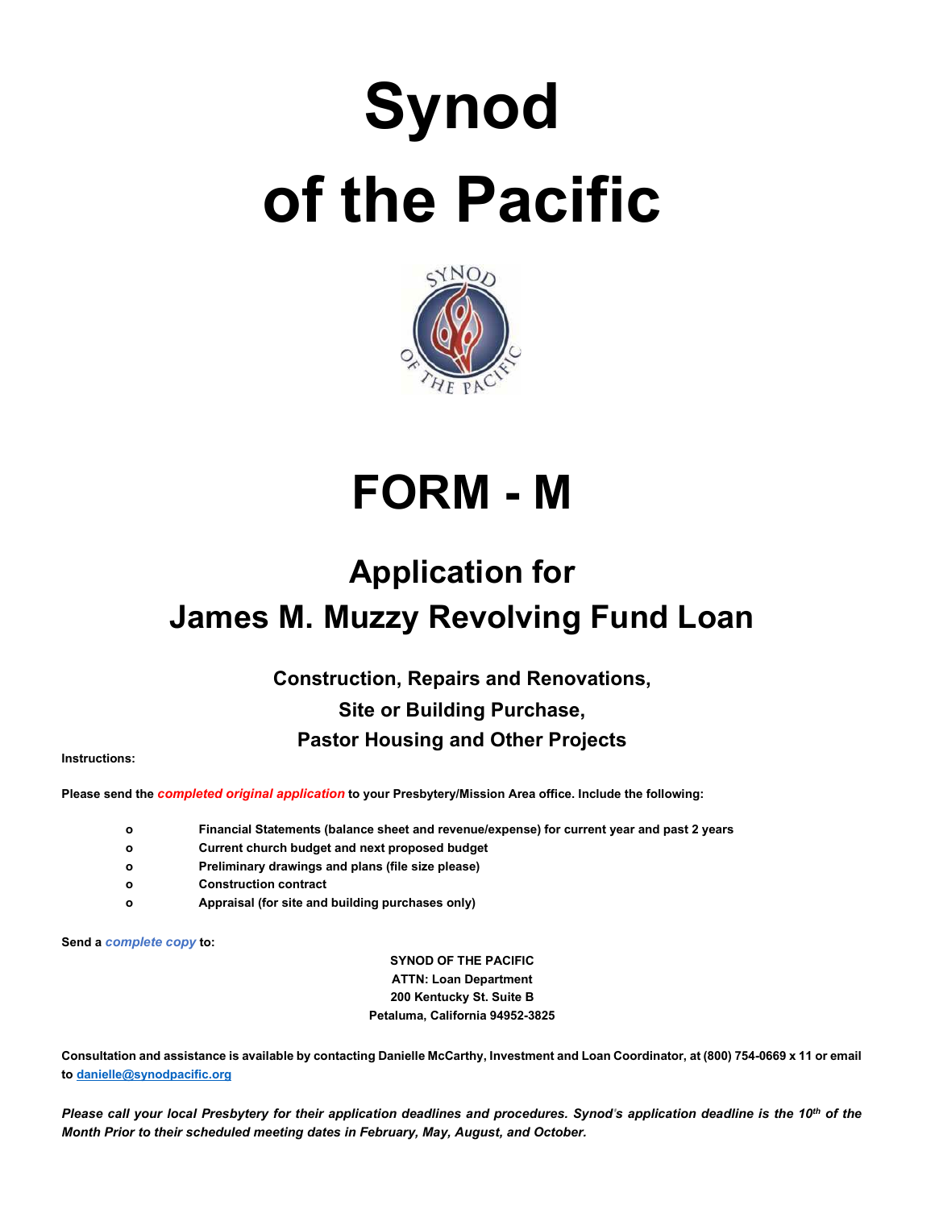# Synod of the Pacific

# FORM - M

## Application for James M. Muzzy Revolving Fund Loan

### Construction, Repairs and Renovations, Site or Building Purchase, Pastor Housing and Other Projects

**Instructions:**

**Please send the *completed original application* to your Presbytery/Mission Area office. Include the following:**

- **Financial Statements (balance sheet and revenue/expense) for current year and past 2 years**
- **Current church budget and next proposed budget**
- **Preliminary drawings and plans (file size please)**
- **Construction contract**
- **Appraisal (for site and building purchases only)**

**Send a *complete copy* to:**

**SYNOD OF THE PACIFIC**
**ATTN: Loan Department**
**200 Kentucky St. Suite B**
**Petaluma, California 94952-3825**

**Consultation and assistance is available by contacting Danielle McCarthy, Investment and Loan Coordinator, at (800) 754-0669 x 11 or email to danielle@synodpacific.org**

***Please call your local Presbytery for their application deadlines and procedures. Synod's application deadline is the 10th of the Month Prior to their scheduled meeting dates in February, May, August, and October.***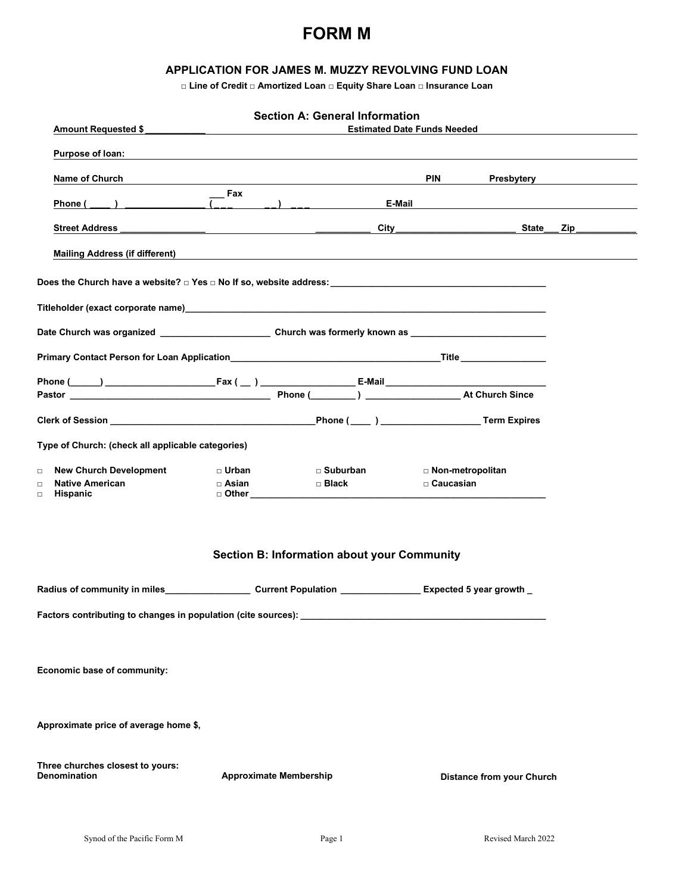# FORM M

## APPLICATION FOR JAMES M. MUZZY REVOLVING FUND LOAN

**□ Line of Credit □ Amortized Loan □ Equity Share Loan □ Insurance Loan**

### Section A: General Information

**Amount Requested $ ____________** **Estimated Date Funds Needed**

**Purpose of loan:**

**Name of Church** **PIN** **Presbytery**

**Phone ( ____ ) ________________ ___ Fax ( ___ __ ) ___** **E-Mail**

**Street Address _________________ ___________ City ________________________ State___ Zip____________**

**Mailing Address (if different)**

**Does the Church have a website? □ Yes □ No If so, website address: ___________________________________________**

**Titleholder (exact corporate name)___________________________________________________________________________**

**Date Church was organized ______________________ Church was formerly known as ____________________________**

**Primary Contact Person for Loan Application__________________________________________Title _________________**

**Phone (______) ______________________Fax ( __ ) ___________________ E-Mail ________________________________**

**Pastor ________________________________________ Phone (_________ ) ___________________ At Church Since**

**Clerk of Session ________________________________________Phone ( ____ ) ___________________ Term Expires**

**Type of Church: (check all applicable categories)**

| | | | |
|---|---|---|---|
| □ New Church Development | □ Urban | □ Suburban | □ Non-metropolitan |
| □ Native American | □ Asian | □ Black | □ Caucasian |
| □ Hispanic | □ Other ____________________________________________ | | |

### Section B: Information about your Community

**Radius of community in miles_________________ Current Population ________________ Expected 5 year growth _**

**Factors contributing to changes in population (cite sources): __________________________________________________**

**Economic base of community:**

**Approximate price of average home $,**

**Three churches closest to yours:**

| Denomination | Approximate Membership | Distance from your Church |
|---|---|---|
| | | |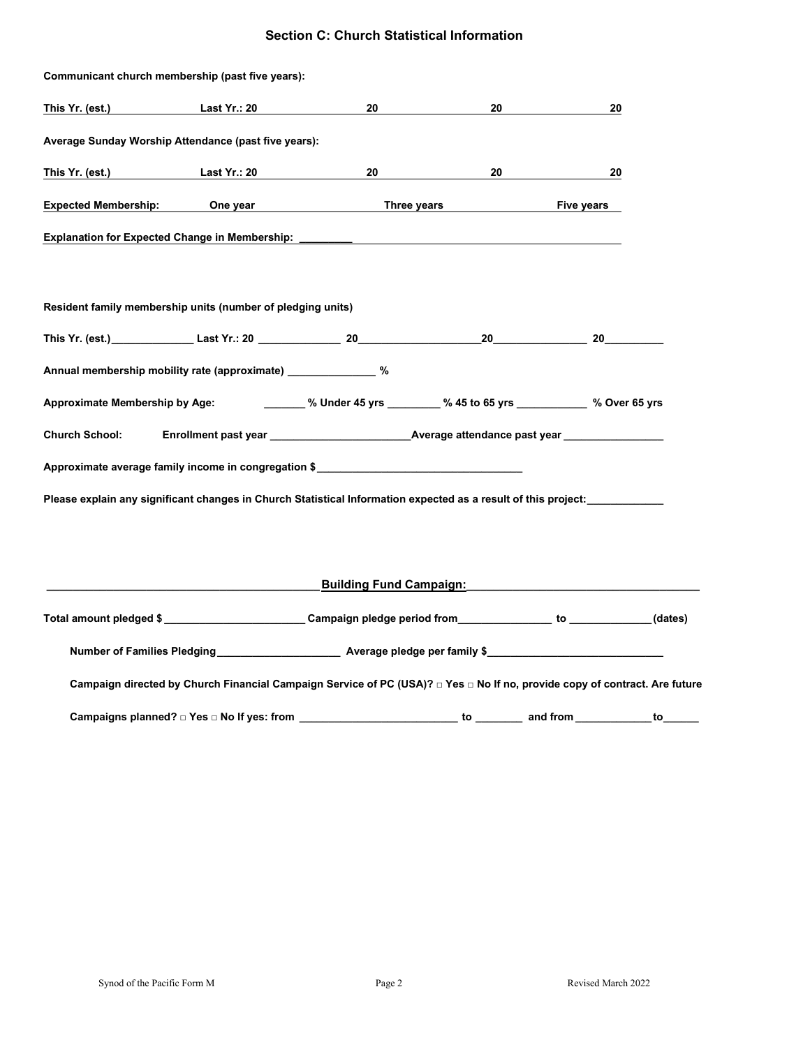## Section C: Church Statistical Information

**Communicant church membership (past five years):**

| This Yr. (est.) | Last Yr.: 20 | 20 | 20 | 20 |
|---|---|---|---|---|

**Average Sunday Worship Attendance (past five years):**

| This Yr. (est.) | Last Yr.: 20 | 20 | 20 | 20 |
|---|---|---|---|---|

| Expected Membership: | One year | Three years | Five years |
|---|---|---|---|

**Explanation for Expected Change in Membership:** _________

**Resident family membership units (number of pledging units)**

**This Yr. (est.)**_____________ **Last Yr.: 20** _____________ **20**____________________**20**_______________ **20**_________

**Annual membership mobility rate (approximate)** ______________ **%**

**Approximate Membership by Age:** _______ **% Under 45 yrs** _________ **% 45 to 65 yrs** ___________ **% Over 65 yrs**

**Church School:** **Enrollment past year** ______________________**Average attendance past year** ________________

**Approximate average family income in congregation $**_________________________________

**Please explain any significant changes in Church Statistical Information expected as a result of this project:**____________

**Building Fund Campaign:**

**Total amount pledged $** _______________________ **Campaign pledge period from**_______________ **to** _____________**(dates)**

**Number of Families Pledging**____________________ **Average pledge per family $**____________________________

**Campaign directed by Church Financial Campaign Service of PC (USA)? □ Yes □ No If no, provide copy of contract. Are future Campaigns planned? □ Yes □ No If yes: from** _________________________ **to** ________ **and from** ____________**to**______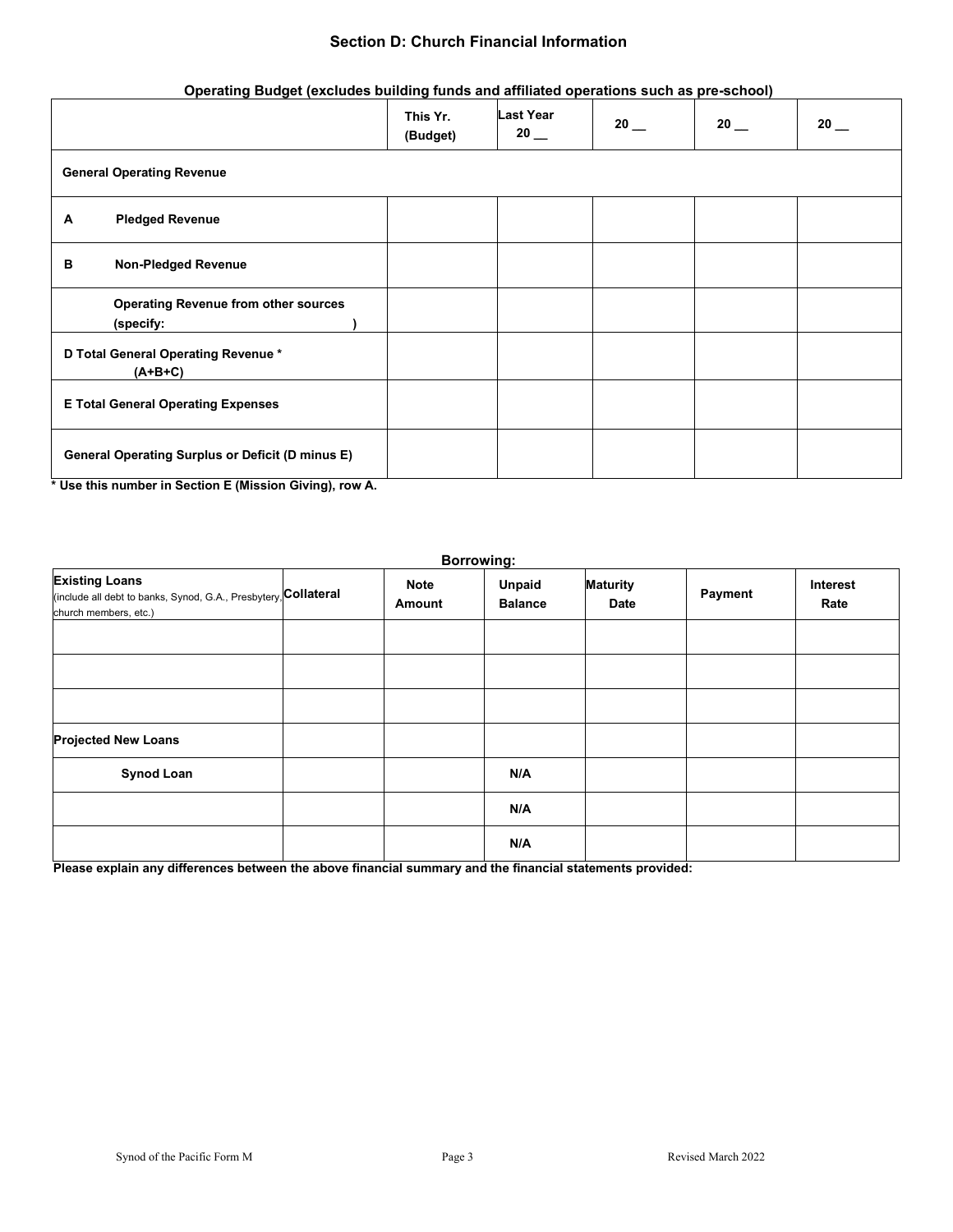## Section D: Church Financial Information

**Operating Budget (excludes building funds and affiliated operations such as pre-school)**

| | This Yr. (Budget) | Last Year 20 __ | 20 __ | 20 __ | 20 __ |
|---|---|---|---|---|---|
| **General Operating Revenue** | | | | | |
| **A Pledged Revenue** | | | | | |
| **B Non-Pledged Revenue** | | | | | |
| **Operating Revenue from other sources (specify: )** | | | | | |
| **D Total General Operating Revenue * (A+B+C)** | | | | | |
| **E Total General Operating Expenses** | | | | | |
| **General Operating Surplus or Deficit (D minus E)** | | | | | |

**\* Use this number in Section E (Mission Giving), row A.**

**Borrowing:**

| **Existing Loans** (include all debt to banks, Synod, G.A., Presbytery, church members, etc.) | Collateral | Note Amount | Unpaid Balance | Maturity Date | Payment | Interest Rate |
|---|---|---|---|---|---|---|
| | | | | | | |
| | | | | | | |
| | | | | | | |
| **Projected New Loans** | | | | | | |
| **Synod Loan** | | | N/A | | | |
| | | | N/A | | | |
| | | | N/A | | | |

**Please explain any differences between the above financial summary and the financial statements provided:**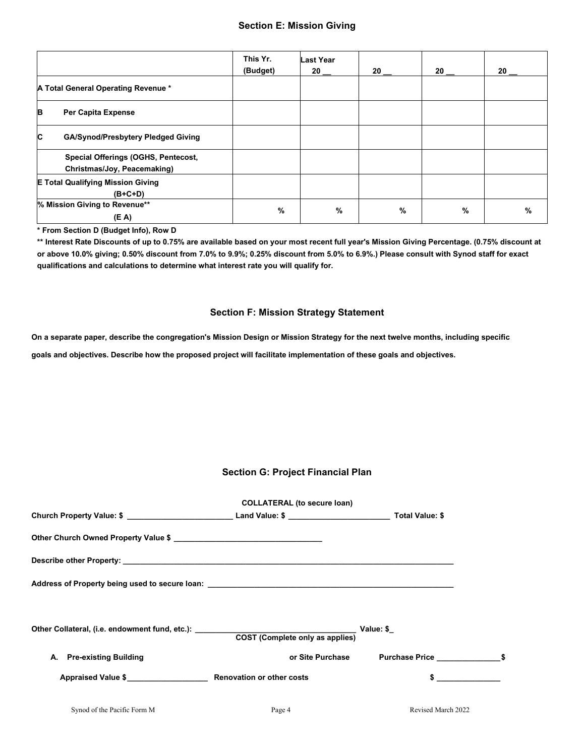## Section E: Mission Giving

| | This Yr. (Budget) | Last Year 20 __ | 20 __ | 20 __ | 20 __ |
|---|---|---|---|---|---|
| A Total General Operating Revenue * | | | | | |
| B Per Capita Expense | | | | | |
| C GA/Synod/Presbytery Pledged Giving | | | | | |
| Special Offerings (OGHS, Pentecost, Christmas/Joy, Peacemaking) | | | | | |
| E Total Qualifying Mission Giving (B+C+D) | | | | | |
| % Mission Giving to Revenue** (E A) | % | % | % | % | % |

**\* From Section D (Budget Info), Row D**

**\*\* Interest Rate Discounts of up to 0.75% are available based on your most recent full year's Mission Giving Percentage. (0.75% discount at or above 10.0% giving; 0.50% discount from 7.0% to 9.9%; 0.25% discount from 5.0% to 6.9%.) Please consult with Synod staff for exact qualifications and calculations to determine what interest rate you will qualify for.**

## Section F: Mission Strategy Statement

**On a separate paper, describe the congregation's Mission Design or Mission Strategy for the next twelve months, including specific goals and objectives. Describe how the proposed project will facilitate implementation of these goals and objectives.**

## Section G: Project Financial Plan

**COLLATERAL (to secure loan)**

**Church Property Value: $** ________________________ **Land Value: $** _______________________ **Total Value: $**

**Other Church Owned Property Value $** __________________________________

**Describe other Property:** ______________________________________________________________________________

**Address of Property being used to secure loan:** __________________________________________________________

**Other Collateral, (i.e. endowment fund, etc.):** _____________________________________ **Value: $**_

**COST (Complete only as applies)**

**A. Pre-existing Building** **or Site Purchase** **Purchase Price** _______________**$**

**Appraised Value $**__________________ **Renovation or other costs** **$** _______________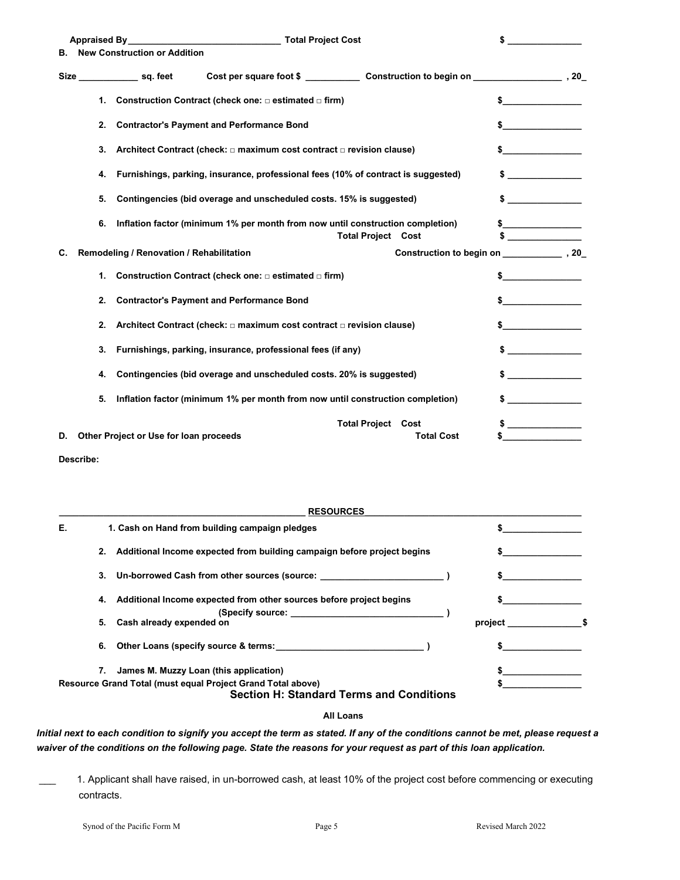**Appraised By_______________________________ Total Project Cost** **$ _______________**

**B. New Construction or Addition**

**Size ____________ sq. feet   Cost per square foot $ ___________   Construction to begin on _________________ , 20_**

| | | |
|---|---|---|
| **1.** | **Construction Contract (check one: □ estimated □ firm)** | **$________________** |
| **2.** | **Contractor's Payment and Performance Bond** | **$________________** |
| **3.** | **Architect Contract (check: □ maximum cost contract □ revision clause)** | **$________________** |
| **4.** | **Furnishings, parking, insurance, professional fees (10% of contract is suggested)** | **$ _______________** |
| **5.** | **Contingencies (bid overage and unscheduled costs. 15% is suggested)** | **$ _______________** |
| **6.** | **Inflation factor (minimum 1% per month from now until construction completion)** | **$________________** |
| | **Total Project Cost** | **$ _______________** |

**C. Remodeling / Renovation / Rehabilitation**   **Construction to begin on ____________ , 20_**

| | | |
|---|---|---|
| **1.** | **Construction Contract (check one: □ estimated □ firm)** | **$________________** |
| **2.** | **Contractor's Payment and Performance Bond** | **$________________** |
| **2.** | **Architect Contract (check: □ maximum cost contract □ revision clause)** | **$________________** |
| **3.** | **Furnishings, parking, insurance, professional fees (if any)** | **$ _______________** |
| **4.** | **Contingencies (bid overage and unscheduled costs. 20% is suggested)** | **$ _______________** |
| **5.** | **Inflation factor (minimum 1% per month from now until construction completion)** | **$ _______________** |
| | **Total Project Cost** | **$ _______________** |

**D. Other Project or Use for loan proceeds**   **Total Cost** **$________________**

**Describe:**

**RESOURCES**

| | | |
|---|---|---|
| **E.** | **1. Cash on Hand from building campaign pledges** | **$________________** |
| **2.** | **Additional Income expected from building campaign before project begins** | **$________________** |
| **3.** | **Un-borrowed Cash from other sources (source: _________________________ )** | **$________________** |
| **4.** | **Additional Income expected from other sources before project begins (Specify source: ______________________________ )** | **$________________** |
| **5.** | **Cash already expended on project** | **_______________$** |
| **6.** | **Other Loans (specify source & terms:_____________________________ )** | **$________________** |
| **7.** | **James M. Muzzy Loan (this application)** | **$________________** |
| | **Resource Grand Total (must equal Project Grand Total above)** | **$________________** |

## Section H: Standard Terms and Conditions

**All Loans**

***Initial next to each condition to signify you accept the term as stated. If any of the conditions cannot be met, please request a waiver of the conditions on the following page. State the reasons for your request as part of this loan application.***

___ 1. Applicant shall have raised, in un-borrowed cash, at least 10% of the project cost before commencing or executing contracts.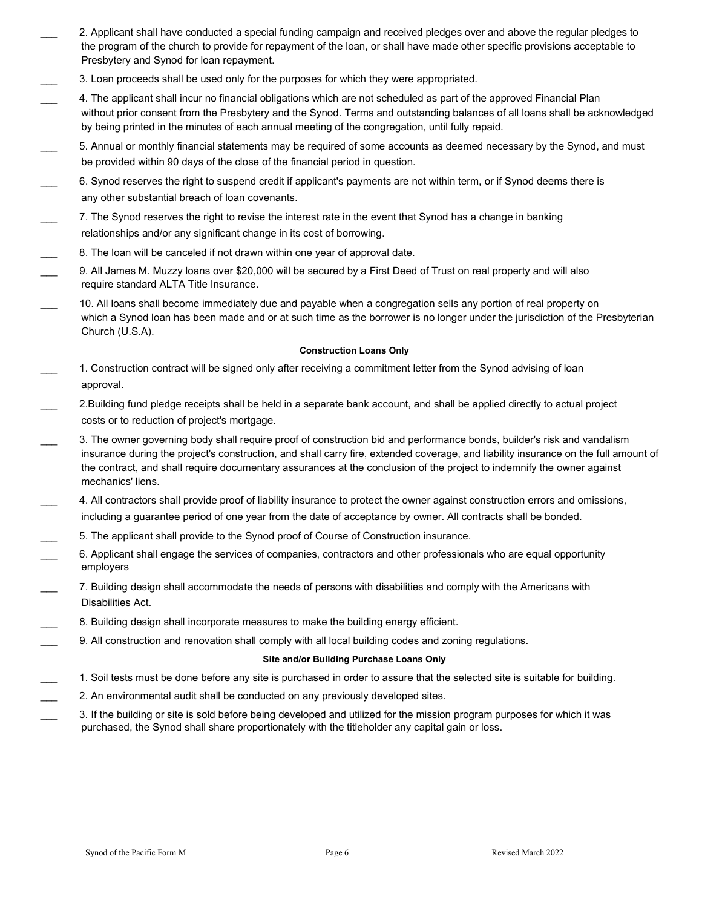___ 2. Applicant shall have conducted a special funding campaign and received pledges over and above the regular pledges to the program of the church to provide for repayment of the loan, or shall have made other specific provisions acceptable to Presbytery and Synod for loan repayment.

___ 3. Loan proceeds shall be used only for the purposes for which they were appropriated.

___ 4. The applicant shall incur no financial obligations which are not scheduled as part of the approved Financial Plan without prior consent from the Presbytery and the Synod. Terms and outstanding balances of all loans shall be acknowledged by being printed in the minutes of each annual meeting of the congregation, until fully repaid.

___ 5. Annual or monthly financial statements may be required of some accounts as deemed necessary by the Synod, and must be provided within 90 days of the close of the financial period in question.

___ 6. Synod reserves the right to suspend credit if applicant's payments are not within term, or if Synod deems there is any other substantial breach of loan covenants.

___ 7. The Synod reserves the right to revise the interest rate in the event that Synod has a change in banking relationships and/or any significant change in its cost of borrowing.

___ 8. The loan will be canceled if not drawn within one year of approval date.

___ 9. All James M. Muzzy loans over $20,000 will be secured by a First Deed of Trust on real property and will also require standard ALTA Title Insurance.

___ 10. All loans shall become immediately due and payable when a congregation sells any portion of real property on which a Synod loan has been made and or at such time as the borrower is no longer under the jurisdiction of the Presbyterian Church (U.S.A).

**Construction Loans Only**

___ 1. Construction contract will be signed only after receiving a commitment letter from the Synod advising of loan approval.

___ 2.Building fund pledge receipts shall be held in a separate bank account, and shall be applied directly to actual project costs or to reduction of project's mortgage.

___ 3. The owner governing body shall require proof of construction bid and performance bonds, builder's risk and vandalism insurance during the project's construction, and shall carry fire, extended coverage, and liability insurance on the full amount of the contract, and shall require documentary assurances at the conclusion of the project to indemnify the owner against mechanics' liens.

___ 4. All contractors shall provide proof of liability insurance to protect the owner against construction errors and omissions, including a guarantee period of one year from the date of acceptance by owner. All contracts shall be bonded.

___ 5. The applicant shall provide to the Synod proof of Course of Construction insurance.

___ 6. Applicant shall engage the services of companies, contractors and other professionals who are equal opportunity employers

___ 7. Building design shall accommodate the needs of persons with disabilities and comply with the Americans with Disabilities Act.

___ 8. Building design shall incorporate measures to make the building energy efficient.

___ 9. All construction and renovation shall comply with all local building codes and zoning regulations.

**Site and/or Building Purchase Loans Only**

___ 1. Soil tests must be done before any site is purchased in order to assure that the selected site is suitable for building.

___ 2. An environmental audit shall be conducted on any previously developed sites.

___ 3. If the building or site is sold before being developed and utilized for the mission program purposes for which it was purchased, the Synod shall share proportionately with the titleholder any capital gain or loss.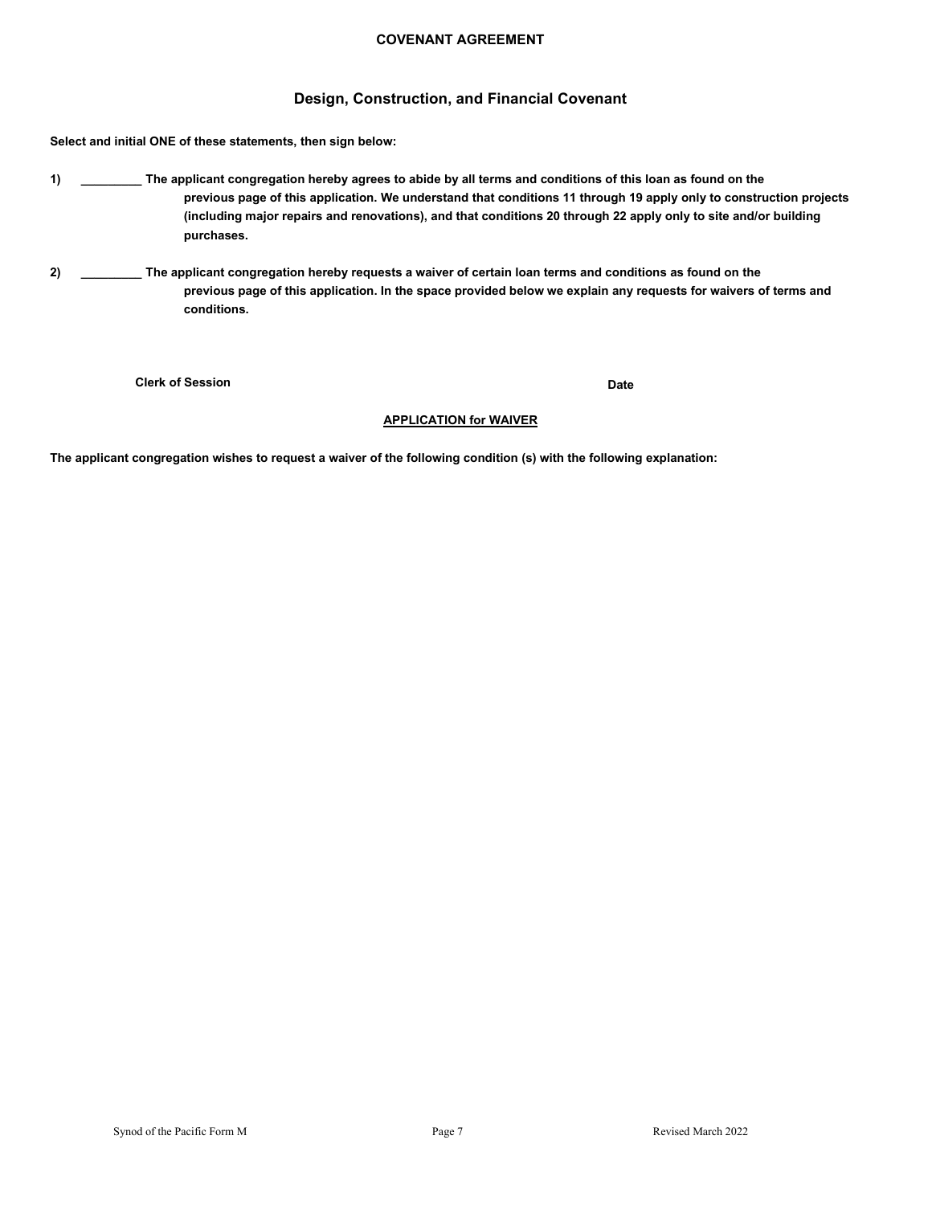**COVENANT AGREEMENT**

## Design, Construction, and Financial Covenant

**Select and initial ONE of these statements, then sign below:**

**1) _________ The applicant congregation hereby agrees to abide by all terms and conditions of this loan as found on the previous page of this application. We understand that conditions 11 through 19 apply only to construction projects (including major repairs and renovations), and that conditions 20 through 22 apply only to site and/or building purchases.**

**2) _________ The applicant congregation hereby requests a waiver of certain loan terms and conditions as found on the previous page of this application. In the space provided below we explain any requests for waivers of terms and conditions.**

**Clerk of Session** **Date**

**APPLICATION for WAIVER**

**The applicant congregation wishes to request a waiver of the following condition (s) with the following explanation:**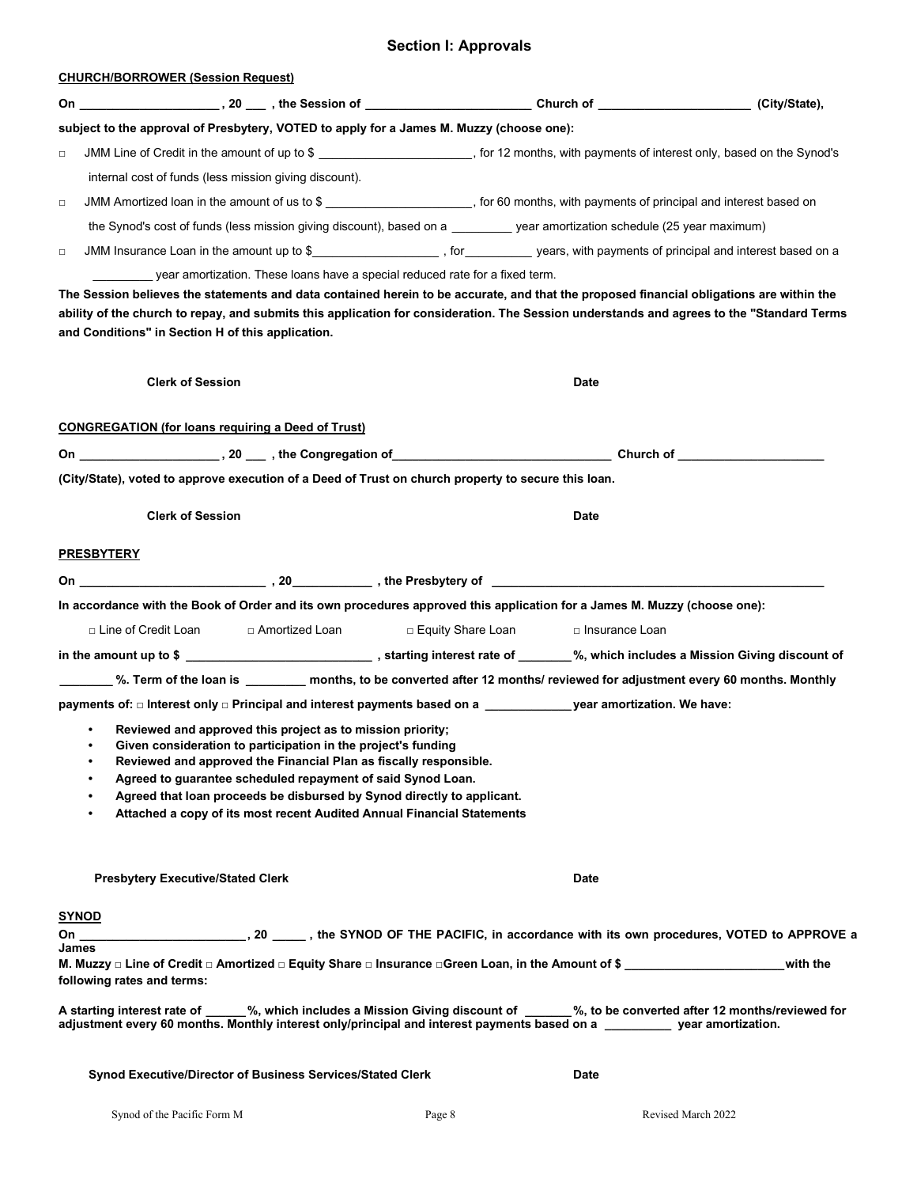## Section I: Approvals

**CHURCH/BORROWER (Session Request)**

**On ____________________ , 20 ___ , the Session of ________________________ Church of ______________________ (City/State), subject to the approval of Presbytery, VOTED to apply for a James M. Muzzy (choose one):**

□ JMM Line of Credit in the amount of up to $ ______________________, for 12 months, with payments of interest only, based on the Synod's internal cost of funds (less mission giving discount).

□ JMM Amortized loan in the amount of us to $ _____________________, for 60 months, with payments of principal and interest based on the Synod's cost of funds (less mission giving discount), based on a _________ year amortization schedule (25 year maximum)

□ JMM Insurance Loan in the amount up to $___________________ , for__________ years, with payments of principal and interest based on a _________ year amortization. These loans have a special reduced rate for a fixed term.

**The Session believes the statements and data contained herein to be accurate, and that the proposed financial obligations are within the ability of the church to repay, and submits this application for consideration. The Session understands and agrees to the "Standard Terms and Conditions" in Section H of this application.**

**Clerk of Session** **Date**

**CONGREGATION (for loans requiring a Deed of Trust)**

**On ____________________ , 20 ___ , the Congregation of_______________________________ Church of _____________________ (City/State), voted to approve execution of a Deed of Trust on church property to secure this loan.**

**Clerk of Session** **Date**

**PRESBYTERY**

**On ___________________________ , 20___________ , the Presbytery of _________________________________________________**

**In accordance with the Book of Order and its own procedures approved this application for a James M. Muzzy (choose one):**

□ Line of Credit Loan □ Amortized Loan □ Equity Share Loan □ Insurance Loan

**in the amount up to $ ___________________________ , starting interest rate of ________%, which includes a Mission Giving discount of ________ %. Term of the loan is _________ months, to be converted after 12 months/ reviewed for adjustment every 60 months. Monthly payments of: □ Interest only □ Principal and interest payments based on a _____________year amortization. We have:**

- **Reviewed and approved this project as to mission priority;**
- **Given consideration to participation in the project's funding**
- **Reviewed and approved the Financial Plan as fiscally responsible.**
- **Agreed to guarantee scheduled repayment of said Synod Loan.**
- **Agreed that loan proceeds be disbursed by Synod directly to applicant.**
- **Attached a copy of its most recent Audited Annual Financial Statements**

**Presbytery Executive/Stated Clerk** **Date**

**SYNOD**

**On ________________________, 20 _____ , the SYNOD OF THE PACIFIC, in accordance with its own procedures, VOTED to APPROVE a James M. Muzzy □ Line of Credit □ Amortized □ Equity Share □ Insurance □Green Loan, in the Amount of $ _______________________with the following rates and terms:**

**A starting interest rate of ______%, which includes a Mission Giving discount of _______%, to be converted after 12 months/reviewed for adjustment every 60 months. Monthly interest only/principal and interest payments based on a __________ year amortization.**

**Synod Executive/Director of Business Services/Stated Clerk** **Date**

Synod of the Pacific Form M Revised March 2022